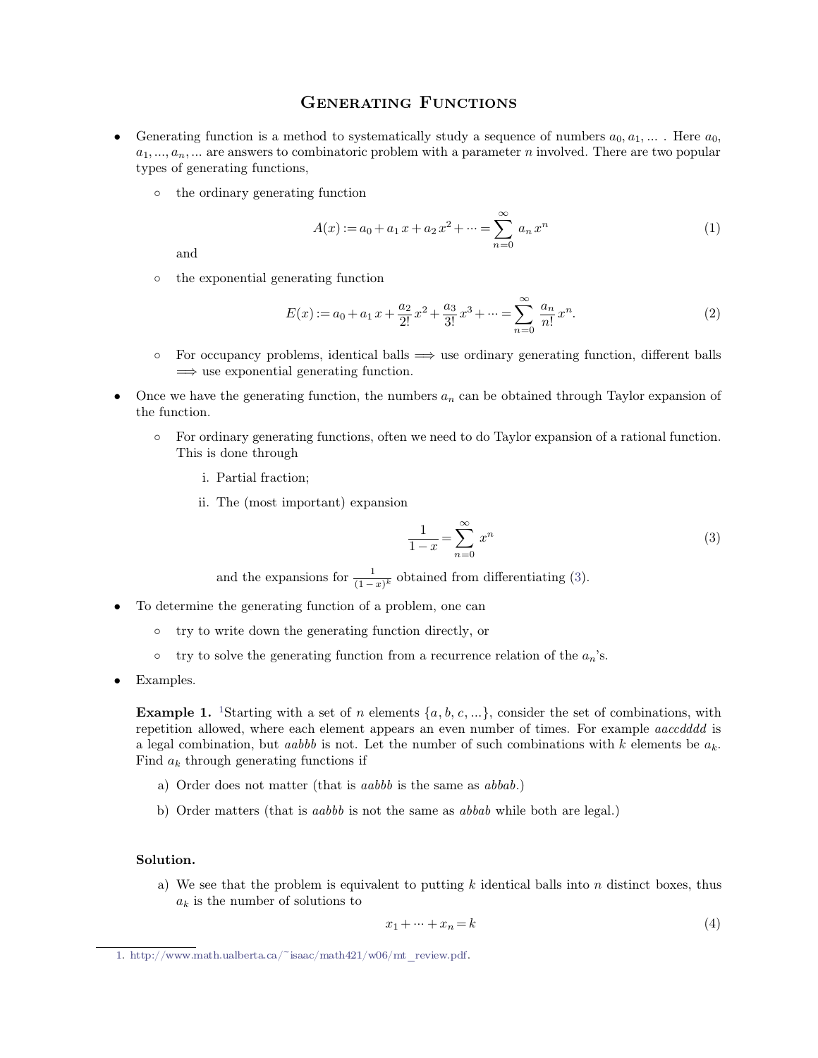# Generating Functions

- Generating function is a method to systematically study a sequence of numbers $a_0, a_1, \ldots$ . Here $a_0$, $a_1, \ldots, a_n, \ldots$ are answers to combinatoric problem with a parameter $n$ involved. There are two popular types of generating functions,

  - the ordinary generating function

$$A(x) := a_0 + a_1 x + a_2 x^2 + \cdots = \sum_{n=0}^{\infty} a_n x^n \tag{1}$$

    and

  - the exponential generating function

$$E(x) := a_0 + a_1 x + \frac{a_2}{2!} x^2 + \frac{a_3}{3!} x^3 + \cdots = \sum_{n=0}^{\infty} \frac{a_n}{n!} x^n. \tag{2}$$

  - For occupancy problems, identical balls $\Longrightarrow$ use ordinary generating function, different balls $\Longrightarrow$ use exponential generating function.

- Once we have the generating function, the numbers $a_n$ can be obtained through Taylor expansion of the function.

  - For ordinary generating functions, often we need to do Taylor expansion of a rational function. This is done through

    i. Partial fraction;

    ii. The (most important) expansion

$$\frac{1}{1-x} = \sum_{n=0}^{\infty} x^n \tag{3}$$

    and the expansions for $\frac{1}{(1-x)^k}$ obtained from differentiating (3).

- To determine the generating function of a problem, one can

  - try to write down the generating function directly, or
  - try to solve the generating function from a recurrence relation of the $a_n$'s.

- Examples.

  **Example 1.** [1]Starting with a set of $n$ elements $\{a, b, c, \ldots\}$, consider the set of combinations, with repetition allowed, where each element appears an even number of times. For example *aaccdddd* is a legal combination, but *aabbb* is not. Let the number of such combinations with $k$ elements be $a_k$. Find $a_k$ through generating functions if

  a) Order does not matter (that is *aabbb* is the same as *abbab*.)

  b) Order matters (that is *aabbb* is not the same as *abbab* while both are legal.)

  **Solution.**

  a) We see that the problem is equivalent to putting $k$ identical balls into $n$ distinct boxes, thus $a_k$ is the number of solutions to

$$x_1 + \cdots + x_n = k \tag{4}$$

---

1. http://www.math.ualberta.ca/~isaac/math421/w06/mt_review.pdf.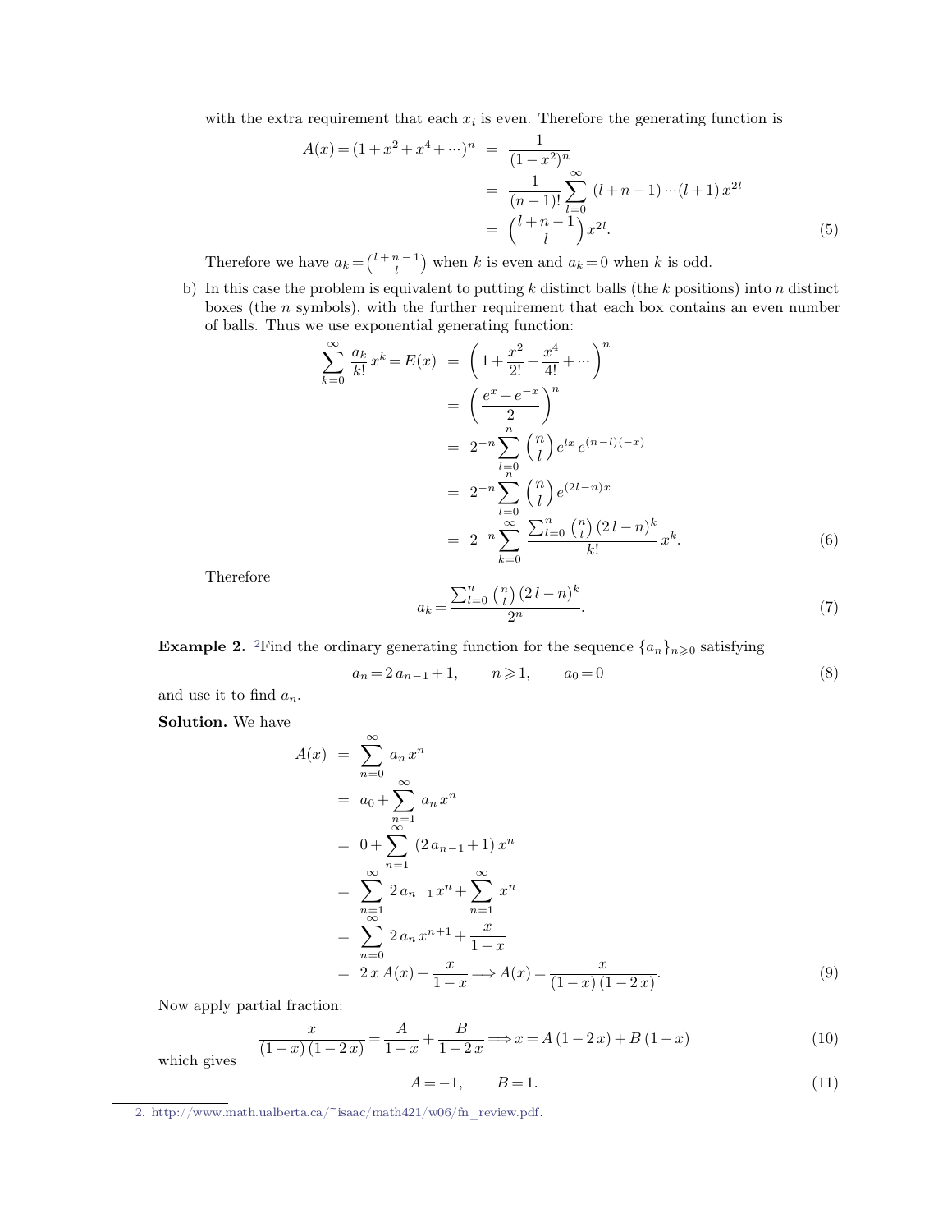with the extra requirement that each $x_i$ is even. Therefore the generating function is

$$\begin{aligned} A(x) = (1 + x^2 + x^4 + \cdots)^n &= \frac{1}{(1 - x^2)^n} \\ &= \frac{1}{(n-1)!} \sum_{l=0}^{\infty} (l + n - 1) \cdots (l + 1)\, x^{2l} \\ &= \binom{l + n - 1}{l} x^{2l}. \end{aligned} \tag{5}$$

Therefore we have $a_k = \binom{l+n-1}{l}$ when $k$ is even and $a_k = 0$ when $k$ is odd.

b) In this case the problem is equivalent to putting $k$ distinct balls (the $k$ positions) into $n$ distinct boxes (the $n$ symbols), with the further requirement that each box contains an even number of balls. Thus we use exponential generating function:

$$\begin{aligned} \sum_{k=0}^{\infty} \frac{a_k}{k!} x^k = E(x) &= \left(1 + \frac{x^2}{2!} + \frac{x^4}{4!} + \cdots\right)^n \\ &= \left(\frac{e^x + e^{-x}}{2}\right)^n \\ &= 2^{-n} \sum_{l=0}^{n} \binom{n}{l} e^{lx} e^{(n-l)(-x)} \\ &= 2^{-n} \sum_{l=0}^{n} \binom{n}{l} e^{(2l-n)x} \\ &= 2^{-n} \sum_{k=0}^{\infty} \frac{\sum_{l=0}^{n} \binom{n}{l} (2\,l - n)^k}{k!} x^k. \end{aligned} \tag{6}$$

Therefore

$$a_k = \frac{\sum_{l=0}^{n} \binom{n}{l} (2\,l - n)^k}{2^n}. \tag{7}$$

**Example 2.** [2]Find the ordinary generating function for the sequence $\{a_n\}_{n \geqslant 0}$ satisfying

$$a_n = 2\,a_{n-1} + 1, \qquad n \geqslant 1, \qquad a_0 = 0 \tag{8}$$

and use it to find $a_n$.

**Solution.** We have

$$\begin{aligned} A(x) &= \sum_{n=0}^{\infty} a_n x^n \\ &= a_0 + \sum_{n=1}^{\infty} a_n x^n \\ &= 0 + \sum_{n=1}^{\infty} (2\,a_{n-1} + 1)\, x^n \\ &= \sum_{n=1}^{\infty} 2\,a_{n-1} x^n + \sum_{n=1}^{\infty} x^n \\ &= \sum_{n=0}^{\infty} 2\,a_n x^{n+1} + \frac{x}{1-x} \\ &= 2\,x\,A(x) + \frac{x}{1-x} \Longrightarrow A(x) = \frac{x}{(1-x)(1-2\,x)}. \end{aligned} \tag{9}$$

Now apply partial fraction:

$$\frac{x}{(1-x)(1-2\,x)} = \frac{A}{1-x} + \frac{B}{1-2\,x} \Longrightarrow x = A\,(1 - 2\,x) + B\,(1 - x) \tag{10}$$

which gives

$$A = -1, \qquad B = 1. \tag{11}$$

2. http://www.math.ualberta.ca/~isaac/math421/w06/fn_review.pdf.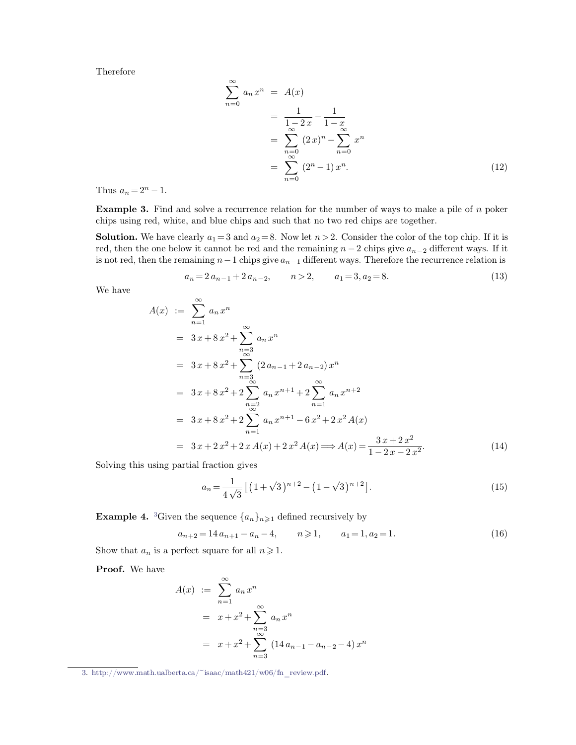Therefore

$$\begin{aligned}
\sum_{n=0}^{\infty} a_n x^n &= A(x) \\
&= \frac{1}{1-2x} - \frac{1}{1-x} \\
&= \sum_{n=0}^{\infty} (2x)^n - \sum_{n=0}^{\infty} x^n \\
&= \sum_{n=0}^{\infty} (2^n - 1) x^n. \qquad (12)
\end{aligned}$$

Thus $a_n = 2^n - 1$.

**Example 3.** Find and solve a recurrence relation for the number of ways to make a pile of $n$ poker chips using red, white, and blue chips and such that no two red chips are together.

**Solution.** We have clearly $a_1 = 3$ and $a_2 = 8$. Now let $n > 2$. Consider the color of the top chip. If it is red, then the one below it cannot be red and the remaining $n-2$ chips give $a_{n-2}$ different ways. If it is not red, then the remaining $n-1$ chips give $a_{n-1}$ different ways. Therefore the recurrence relation is

$$a_n = 2\, a_{n-1} + 2\, a_{n-2}, \qquad n > 2, \qquad a_1 = 3, a_2 = 8. \qquad (13)$$

We have

$$\begin{aligned}
A(x) &:= \sum_{n=1}^{\infty} a_n x^n \\
&= 3x + 8x^2 + \sum_{n=3}^{\infty} a_n x^n \\
&= 3x + 8x^2 + \sum_{n=3}^{\infty} (2\, a_{n-1} + 2\, a_{n-2})\, x^n \\
&= 3x + 8x^2 + 2 \sum_{n=2}^{\infty} a_n x^{n+1} + 2 \sum_{n=1}^{\infty} a_n x^{n+2} \\
&= 3x + 8x^2 + 2 \sum_{n=1}^{\infty} a_n x^{n+1} - 6x^2 + 2x^2 A(x) \\
&= 3x + 2x^2 + 2x\, A(x) + 2x^2 A(x) \Longrightarrow A(x) = \frac{3x + 2x^2}{1 - 2x - 2x^2}. \qquad (14)
\end{aligned}$$

Solving this using partial fraction gives

$$a_n = \frac{1}{4\sqrt{3}} \left[ \left(1 + \sqrt{3}\right)^{n+2} - \left(1 - \sqrt{3}\right)^{n+2} \right]. \qquad (15)$$

**Example 4.** [3]Given the sequence $\{a_n\}_{n \geqslant 1}$ defined recursively by

$$a_{n+2} = 14\, a_{n+1} - a_n - 4, \qquad n \geqslant 1, \qquad a_1 = 1, a_2 = 1. \qquad (16)$$

Show that $a_n$ is a perfect square for all $n \geqslant 1$.

**Proof.** We have

$$\begin{aligned}
A(x) &:= \sum_{n=1}^{\infty} a_n x^n \\
&= x + x^2 + \sum_{n=3}^{\infty} a_n x^n \\
&= x + x^2 + \sum_{n=3}^{\infty} (14\, a_{n-1} - a_{n-2} - 4)\, x^n
\end{aligned}$$

3. http://www.math.ualberta.ca/~isaac/math421/w06/fn_review.pdf.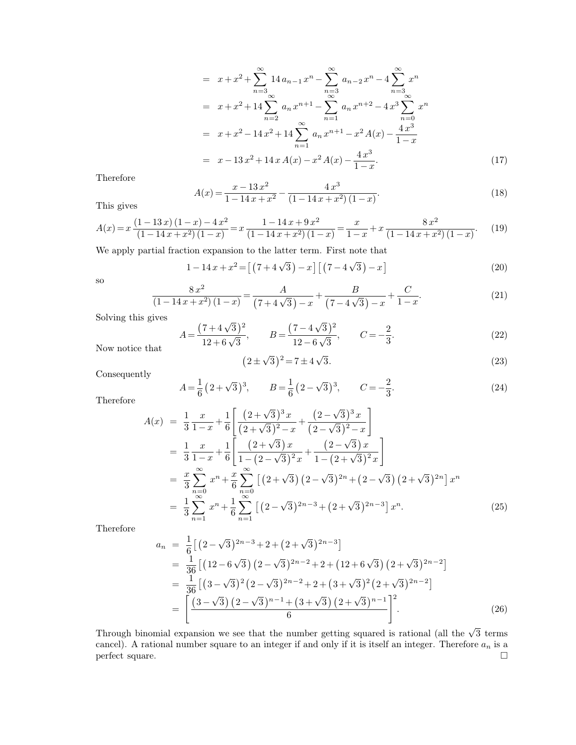$$
\begin{aligned}
&= x+x^2+\sum_{n=3}^{\infty} 14\, a_{n-1}\, x^n - \sum_{n=3}^{\infty} a_{n-2}\, x^n - 4\sum_{n=3}^{\infty} x^n \\
&= x+x^2+14\sum_{n=2}^{\infty} a_n\, x^{n+1} - \sum_{n=1}^{\infty} a_n\, x^{n+2} - 4\, x^3 \sum_{n=0}^{\infty} x^n \\
&= x+x^2-14\, x^2+14\sum_{n=1}^{\infty} a_n\, x^{n+1} - x^2 A(x) - \frac{4\, x^3}{1-x} \\
&= x-13\, x^2+14\, x\, A(x) - x^2 A(x) - \frac{4\, x^3}{1-x}. \qquad (17)
\end{aligned}
$$

Therefore

$$
A(x)=\frac{x-13\, x^2}{1-14\, x+x^2}-\frac{4\, x^3}{(1-14\, x+x^2)\,(1-x)}. \qquad (18)
$$

This gives

$$
A(x)=x\,\frac{(1-13\, x)\,(1-x)-4\, x^2}{(1-14\, x+x^2)\,(1-x)}=x\,\frac{1-14\, x+9\, x^2}{(1-14\, x+x^2)\,(1-x)}=\frac{x}{1-x}+x\,\frac{8\, x^2}{(1-14\, x+x^2)\,(1-x)}. \qquad (19)
$$

We apply partial fraction expansion to the latter term. First note that

$$
1-14\, x+x^2=\left[\left(7+4\sqrt{3}\right)-x\right]\left[\left(7-4\sqrt{3}\right)-x\right] \qquad (20)
$$

so

$$
\frac{8\, x^2}{(1-14\, x+x^2)\,(1-x)}=\frac{A}{\left(7+4\sqrt{3}\right)-x}+\frac{B}{\left(7-4\sqrt{3}\right)-x}+\frac{C}{1-x}. \qquad (21)
$$

Solving this gives

$$
A=\frac{\left(7+4\sqrt{3}\right)^2}{12+6\sqrt{3}}, \qquad B=\frac{\left(7-4\sqrt{3}\right)^2}{12-6\sqrt{3}}, \qquad C=-\frac{2}{3}. \qquad (22)
$$

Now notice that

$$
\left(2\pm\sqrt{3}\right)^2=7\pm 4\sqrt{3}. \qquad (23)
$$

Consequently

$$
A=\frac{1}{6}\left(2+\sqrt{3}\right)^3, \qquad B=\frac{1}{6}\left(2-\sqrt{3}\right)^3, \qquad C=-\frac{2}{3}. \qquad (24)
$$

Therefore

$$
\begin{aligned}
A(x) &= \frac{1}{3}\,\frac{x}{1-x}+\frac{1}{6}\left[\frac{\left(2+\sqrt{3}\right)^3 x}{\left(2+\sqrt{3}\right)^2-x}+\frac{\left(2-\sqrt{3}\right)^3 x}{\left(2-\sqrt{3}\right)^2-x}\right] \\
&= \frac{1}{3}\,\frac{x}{1-x}+\frac{1}{6}\left[\frac{\left(2+\sqrt{3}\right) x}{1-\left(2-\sqrt{3}\right)^2 x}+\frac{\left(2-\sqrt{3}\right) x}{1-\left(2+\sqrt{3}\right)^2 x}\right] \\
&= \frac{x}{3}\sum_{n=0}^{\infty} x^n+\frac{x}{6}\sum_{n=0}^{\infty}\left[\left(2+\sqrt{3}\right)\left(2-\sqrt{3}\right)^{2n}+\left(2-\sqrt{3}\right)\left(2+\sqrt{3}\right)^{2n}\right] x^n \\
&= \frac{1}{3}\sum_{n=1}^{\infty} x^n+\frac{1}{6}\sum_{n=1}^{\infty}\left[\left(2-\sqrt{3}\right)^{2n-3}+\left(2+\sqrt{3}\right)^{2n-3}\right] x^n. \qquad (25)
\end{aligned}
$$

Therefore

$$
\begin{aligned}
a_n &= \frac{1}{6}\left[\left(2-\sqrt{3}\right)^{2n-3}+2+\left(2+\sqrt{3}\right)^{2n-3}\right] \\
&= \frac{1}{36}\left[\left(12-6\sqrt{3}\right)\left(2-\sqrt{3}\right)^{2n-2}+2+\left(12+6\sqrt{3}\right)\left(2+\sqrt{3}\right)^{2n-2}\right] \\
&= \frac{1}{36}\left[\left(3-\sqrt{3}\right)^2\left(2-\sqrt{3}\right)^{2n-2}+2+\left(3+\sqrt{3}\right)^2\left(2+\sqrt{3}\right)^{2n-2}\right] \\
&= \left[\frac{\left(3-\sqrt{3}\right)\left(2-\sqrt{3}\right)^{n-1}+\left(3+\sqrt{3}\right)\left(2+\sqrt{3}\right)^{n-1}}{6}\right]^2. \qquad (26)
\end{aligned}
$$

Through binomial expansion we see that the number getting squared is rational (all the $\sqrt{3}$ terms cancel). A rational number square to an integer if and only if it is itself an integer. Therefore $a_n$ is a perfect square. □